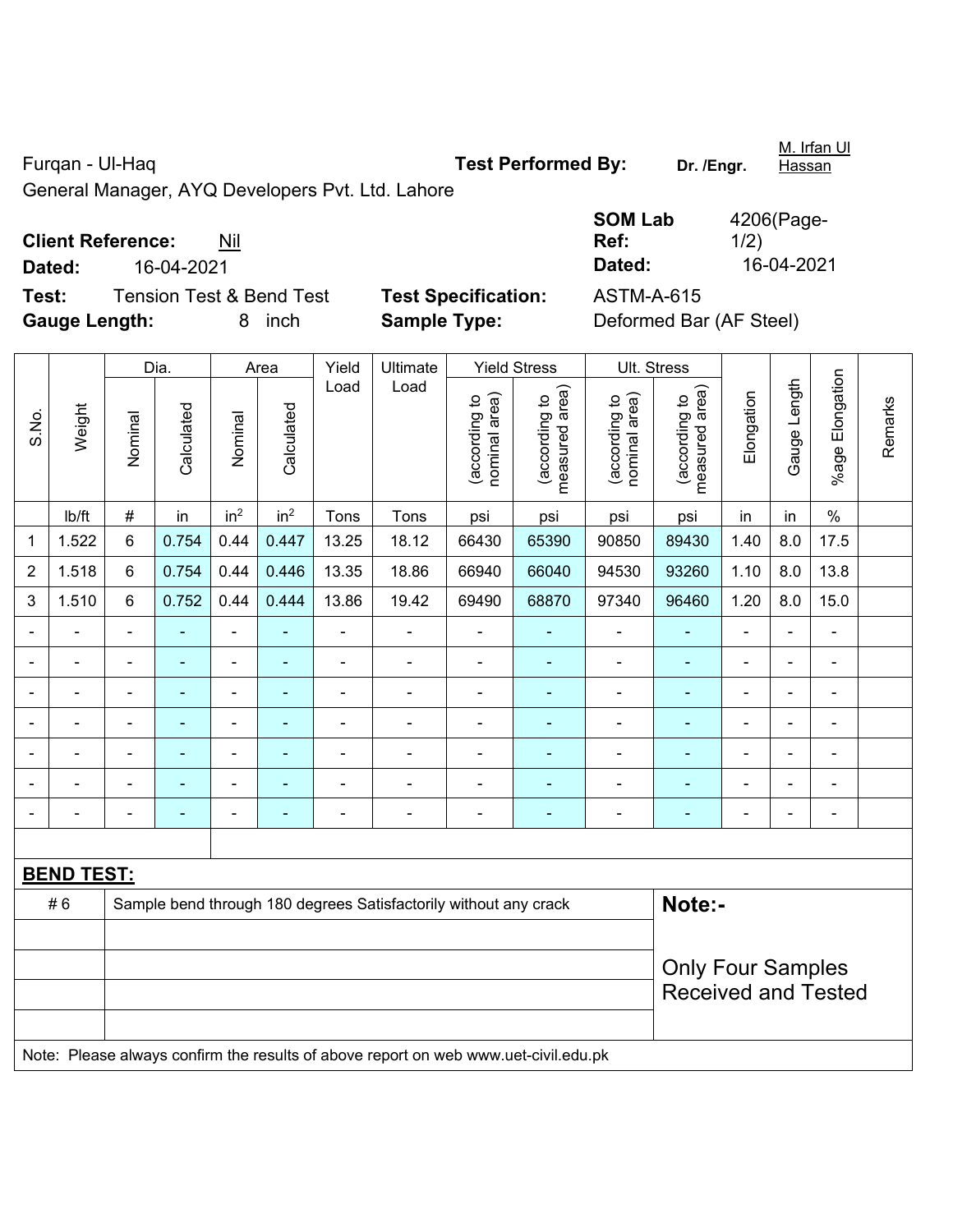Furqan - Ul-Haq

General Manager, AYQ Developers Pvt. Ltd. Lahore

**Test Performed By:** **Dr. /Engr.** M. Irfan Ul Hassan

**Client Reference:** Nil

**Dated:** 16-04-2021

**SOM Lab Ref:** 4206(Page-1/2)

**Dated:** 16-04-2021

**Test:** Tension Test & Bend Test

**Test Specification:** ASTM-A-615

**Gauge Length:** 8 inch

**Sample Type:** Deformed Bar (AF Steel)

| S.No. | Weight | Dia. | | Area | | Yield Load | Ultimate Load | Yield Stress | | Ult. Stress | | Elongation | Gauge Length | %age Elongation | Remarks |
|---|---|---|---|---|---|---|---|---|---|---|---|---|---|---|---|
| | | Nominal | Calculated | Nominal | Calculated | | | (according to nominal area) | (according to measured area) | (according to nominal area) | (according to measured area) | | | | |
| | lb/ft | # | in | $in^2$ | $in^2$ | Tons | Tons | psi | psi | psi | psi | in | in | % | |
| 1 | 1.522 | 6 | 0.754 | 0.44 | 0.447 | 13.25 | 18.12 | 66430 | 65390 | 90850 | 89430 | 1.40 | 8.0 | 17.5 | |
| 2 | 1.518 | 6 | 0.754 | 0.44 | 0.446 | 13.35 | 18.86 | 66940 | 66040 | 94530 | 93260 | 1.10 | 8.0 | 13.8 | |
| 3 | 1.510 | 6 | 0.752 | 0.44 | 0.444 | 13.86 | 19.42 | 69490 | 68870 | 97340 | 96460 | 1.20 | 8.0 | 15.0 | |
| - | - | - | - | - | - | - | - | - | - | - | - | - | - | - | |
| - | - | - | - | - | - | - | - | - | - | - | - | - | - | - | |
| - | - | - | - | - | - | - | - | - | - | - | - | - | - | - | |
| - | - | - | - | - | - | - | - | - | - | - | - | - | - | - | |
| - | - | - | - | - | - | - | - | - | - | - | - | - | - | - | |
| - | - | - | - | - | - | - | - | - | - | - | - | - | - | - | |
| - | - | - | - | - | - | - | - | - | - | - | - | - | - | - | |

**BEND TEST:**

| | | |
|---|---|---|
| # 6 | Sample bend through 180 degrees Satisfactorily without any crack | **Note:-** Only Four Samples Received and Tested |

Note: Please always confirm the results of above report on web www.uet-civil.edu.pk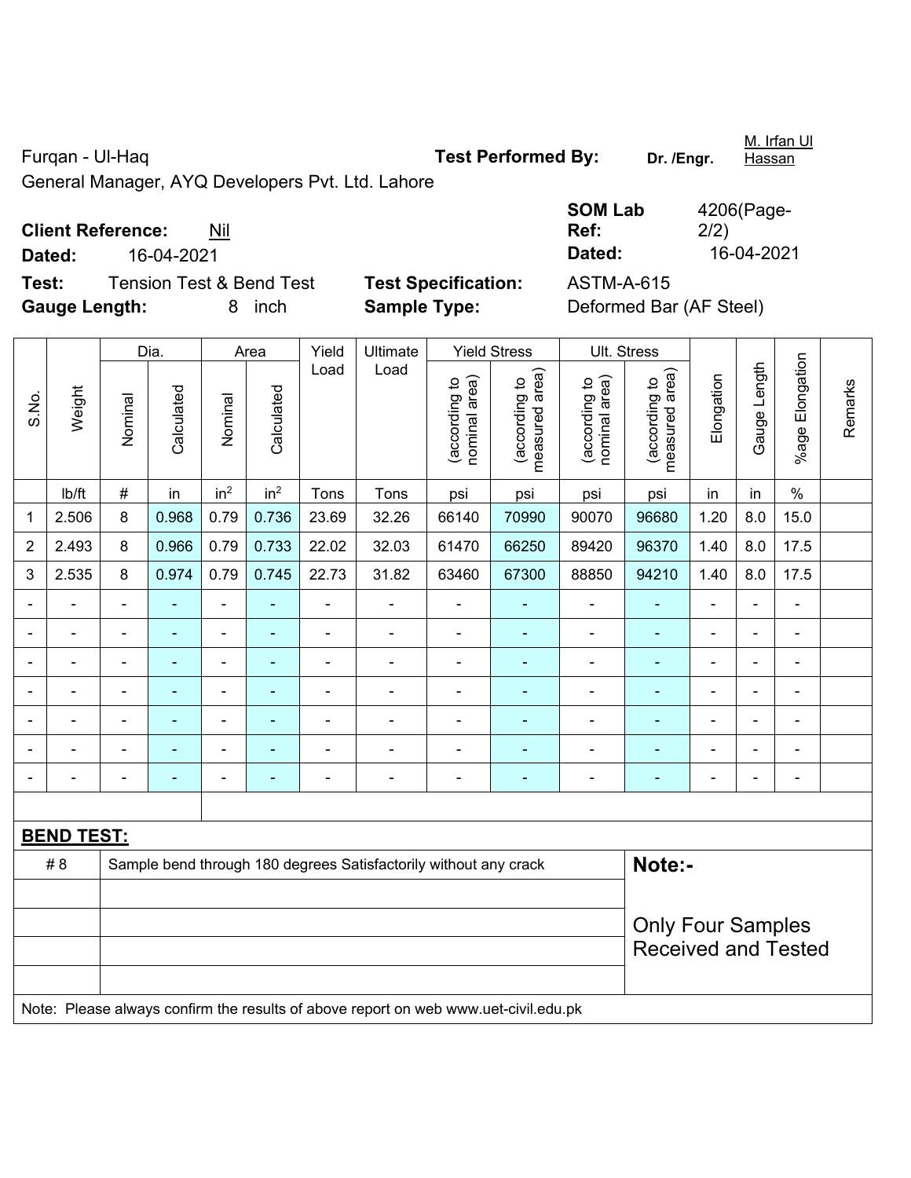Furqan - Ul-Haq

General Manager, AYQ Developers Pvt. Ltd. Lahore

**Test Performed By:** Dr. /Engr. M. Irfan Ul Hassan

**Client Reference:** Nil

**Dated:** 16-04-2021

**SOM Lab Ref:** 4206(Page-2/2)

**Dated:** 16-04-2021

**Test:** Tension Test & Bend Test

**Test Specification:** ASTM-A-615

**Gauge Length:** 8 inch

**Sample Type:** Deformed Bar (AF Steel)

| S.No. | Weight | Dia. | | Area | | Yield Load | Ultimate Load | Yield Stress | | Ult. Stress | | Elongation | Gauge Length | %age Elongation | Remarks |
|---|---|---|---|---|---|---|---|---|---|---|---|---|---|---|---|
| | | Nominal | Calculated | Nominal | Calculated | | | (according to nominal area) | (according to measured area) | (according to nominal area) | (according to measured area) | | | | |
| | lb/ft | # | in | $in^2$ | $in^2$ | Tons | Tons | psi | psi | psi | psi | in | in | % | |
| 1 | 2.506 | 8 | 0.968 | 0.79 | 0.736 | 23.69 | 32.26 | 66140 | 70990 | 90070 | 96680 | 1.20 | 8.0 | 15.0 | |
| 2 | 2.493 | 8 | 0.966 | 0.79 | 0.733 | 22.02 | 32.03 | 61470 | 66250 | 89420 | 96370 | 1.40 | 8.0 | 17.5 | |
| 3 | 2.535 | 8 | 0.974 | 0.79 | 0.745 | 22.73 | 31.82 | 63460 | 67300 | 88850 | 94210 | 1.40 | 8.0 | 17.5 | |
| - | - | - | - | - | - | - | - | - | - | - | - | - | - | - | |
| - | - | - | - | - | - | - | - | - | - | - | - | - | - | - | |
| - | - | - | - | - | - | - | - | - | - | - | - | - | - | - | |
| - | - | - | - | - | - | - | - | - | - | - | - | - | - | - | |
| - | - | - | - | - | - | - | - | - | - | - | - | - | - | - | |
| - | - | - | - | - | - | - | - | - | - | - | - | - | - | - | |
| - | - | - | - | - | - | - | - | - | - | - | - | - | - | - | |

**BEND TEST:**

| | |
|---|---|
| # 8 | Sample bend through 180 degrees Satisfactorily without any crack |

**Note:-**

Only Four Samples Received and Tested

Note: Please always confirm the results of above report on web www.uet-civil.edu.pk